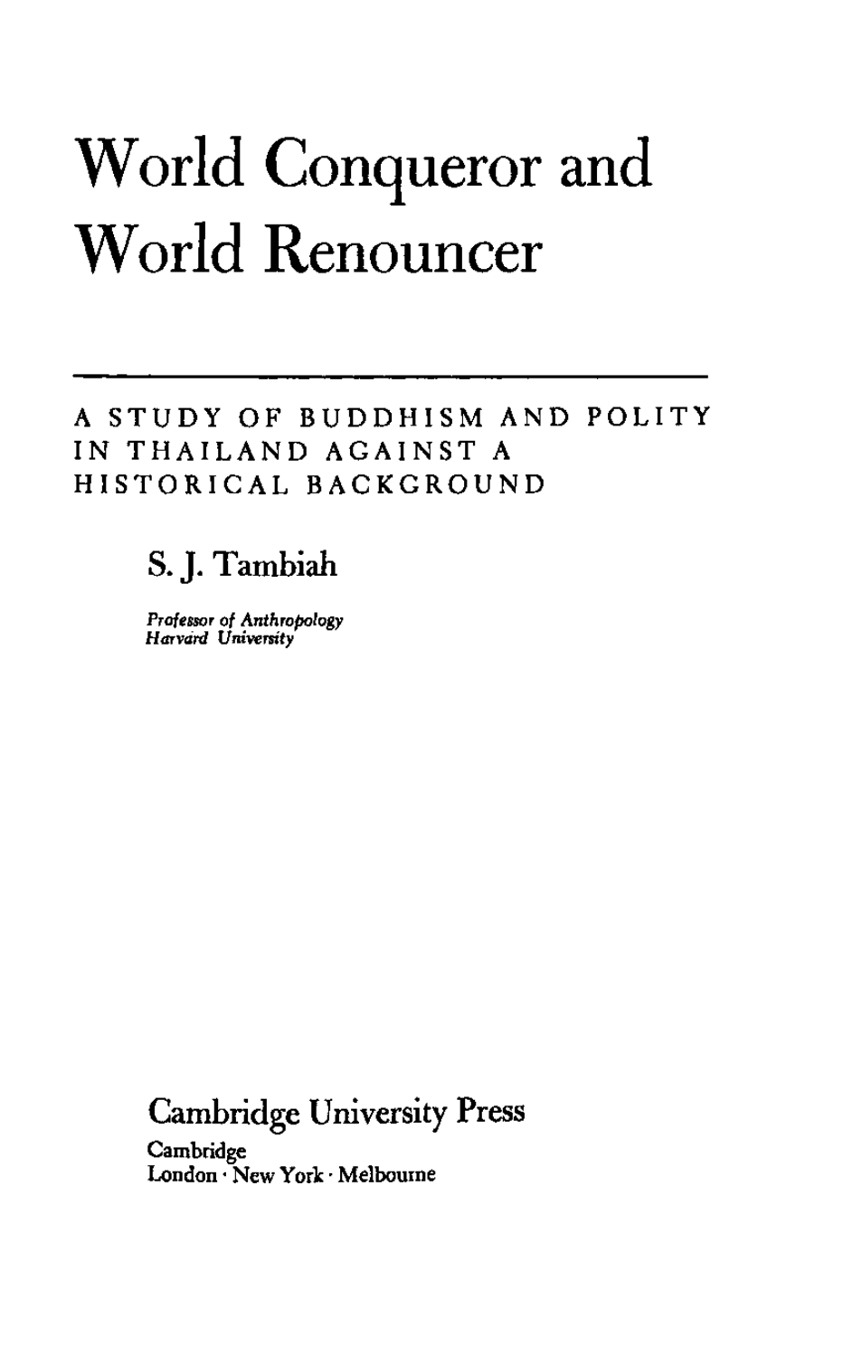# World Conqueror and World Renouncer

---

A STUDY OF BUDDHISM AND POLITY IN THAILAND AGAINST A HISTORICAL BACKGROUND

S. J. Tambiah

*Professor of Anthropology*
*Harvard University*

Cambridge University Press

Cambridge

London · New York · Melbourne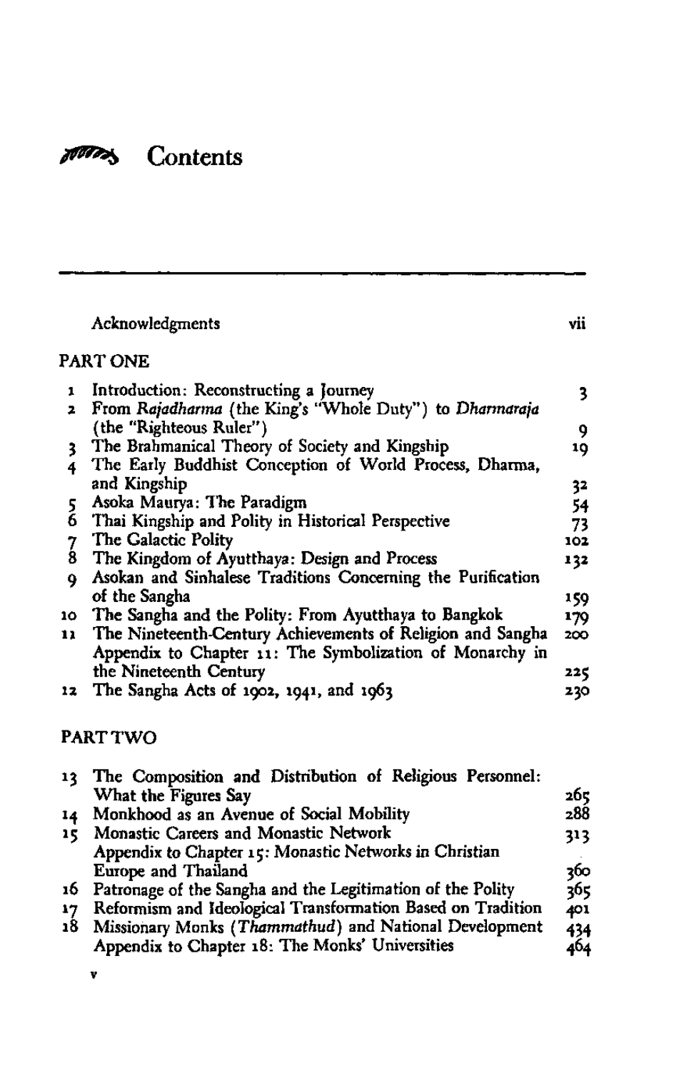# Contents

| | | |
|---|---|---|
| | Acknowledgments | vii |
| **PART ONE** | | |
| 1 | Introduction: Reconstructing a Journey | 3 |
| 2 | From *Rajadharma* (the King's "Whole Duty") to *Dharmaraja* (the "Righteous Ruler") | 9 |
| 3 | The Brahmanical Theory of Society and Kingship | 19 |
| 4 | The Early Buddhist Conception of World Process, Dharma, and Kingship | 32 |
| 5 | Asoka Maurya: The Paradigm | 54 |
| 6 | Thai Kingship and Polity in Historical Perspective | 73 |
| 7 | The Galactic Polity | 102 |
| 8 | The Kingdom of Ayutthaya: Design and Process | 132 |
| 9 | Asokan and Sinhalese Traditions Concerning the Purification of the Sangha | 159 |
| 10 | The Sangha and the Polity: From Ayutthaya to Bangkok | 179 |
| 11 | The Nineteenth-Century Achievements of Religion and Sangha | 200 |
| | Appendix to Chapter 11: The Symbolization of Monarchy in the Nineteenth Century | 225 |
| 12 | The Sangha Acts of 1902, 1941, and 1963 | 230 |
| **PART TWO** | | |
| 13 | The Composition and Distribution of Religious Personnel: What the Figures Say | 265 |
| 14 | Monkhood as an Avenue of Social Mobility | 288 |
| 15 | Monastic Careers and Monastic Network | 313 |
| | Appendix to Chapter 15: Monastic Networks in Christian Europe and Thailand | 360 |
| 16 | Patronage of the Sangha and the Legitimation of the Polity | 365 |
| 17 | Reformism and Ideological Transformation Based on Tradition | 401 |
| 18 | Missionary Monks (*Thammathud*) and National Development | 434 |
| | Appendix to Chapter 18: The Monks' Universities | 464 |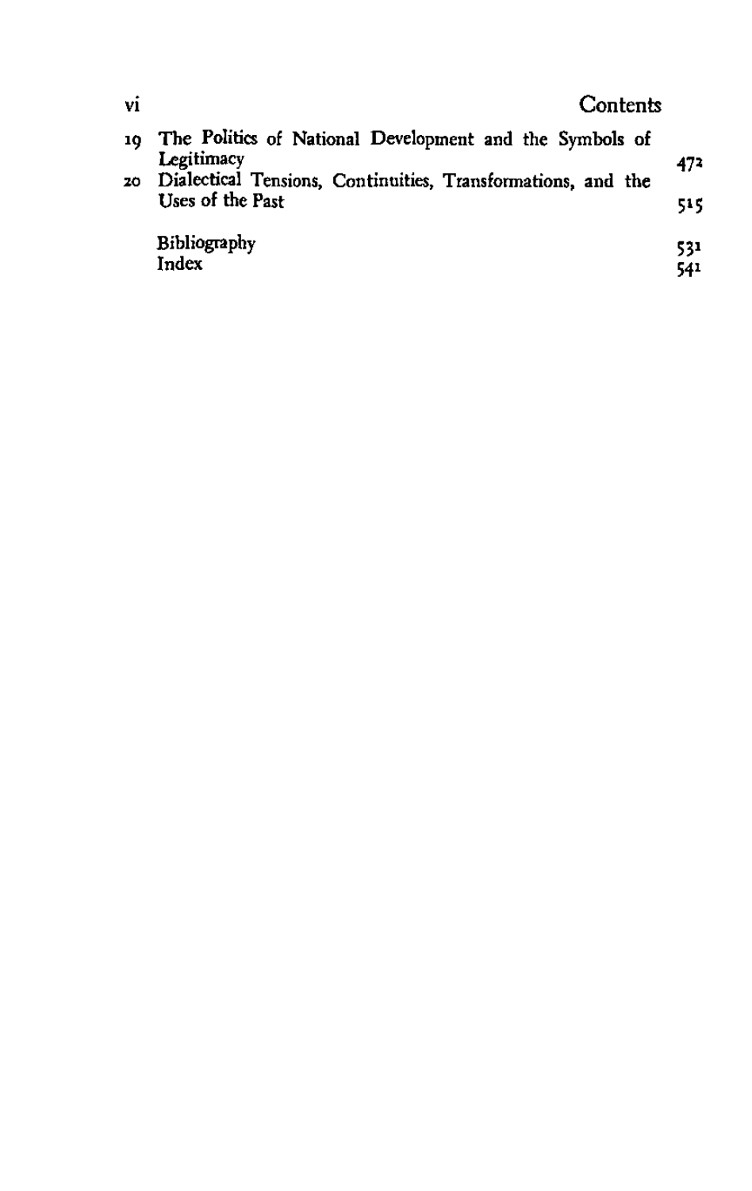## Contents

| | | |
|---|---|---|
| 19 | The Politics of National Development and the Symbols of Legitimacy | 472 |
| 20 | Dialectical Tensions, Continuities, Transformations, and the Uses of the Past | 515 |
| | Bibliography | 531 |
| | Index | 541 |